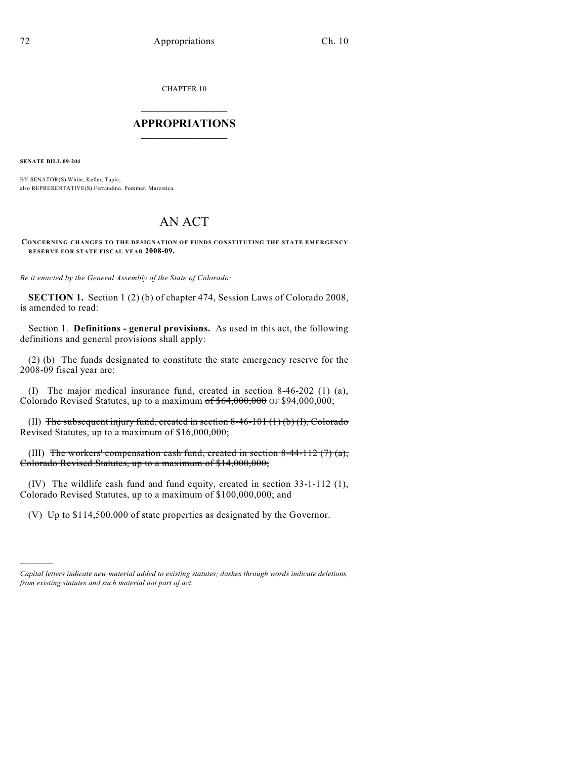CHAPTER 10

## APPROPRIATIONS

**SENATE BILL 09-204**

BY SENATOR(S) White, Keller, Tapia;
also REPRESENTATIVE(S) Ferrandino, Pommer, Marostica.

# AN ACT

**CONCERNING CHANGES TO THE DESIGNATION OF FUNDS CONSTITUTING THE STATE EMERGENCY RESERVE FOR STATE FISCAL YEAR 2008-09.**

*Be it enacted by the General Assembly of the State of Colorado:*

**SECTION 1.** Section 1 (2) (b) of chapter 474, Session Laws of Colorado 2008, is amended to read:

Section 1. **Definitions - general provisions.** As used in this act, the following definitions and general provisions shall apply:

(2) (b) The funds designated to constitute the state emergency reserve for the 2008-09 fiscal year are:

(I) The major medical insurance fund, created in section 8-46-202 (1) (a), Colorado Revised Statutes, up to a maximum ~~of $64,000,000~~ OF $94,000,000;

(II) ~~The subsequent injury fund, created in section 8-46-101 (1) (b) (I), Colorado Revised Statutes, up to a maximum of $16,000,000;~~

(III) ~~The workers' compensation cash fund, created in section 8-44-112 (7) (a), Colorado Revised Statutes, up to a maximum of $14,000,000;~~

(IV) The wildlife cash fund and fund equity, created in section 33-1-112 (1), Colorado Revised Statutes, up to a maximum of $100,000,000; and

(V) Up to $114,500,000 of state properties as designated by the Governor.

---

*Capital letters indicate new material added to existing statutes; dashes through words indicate deletions from existing statutes and such material not part of act.*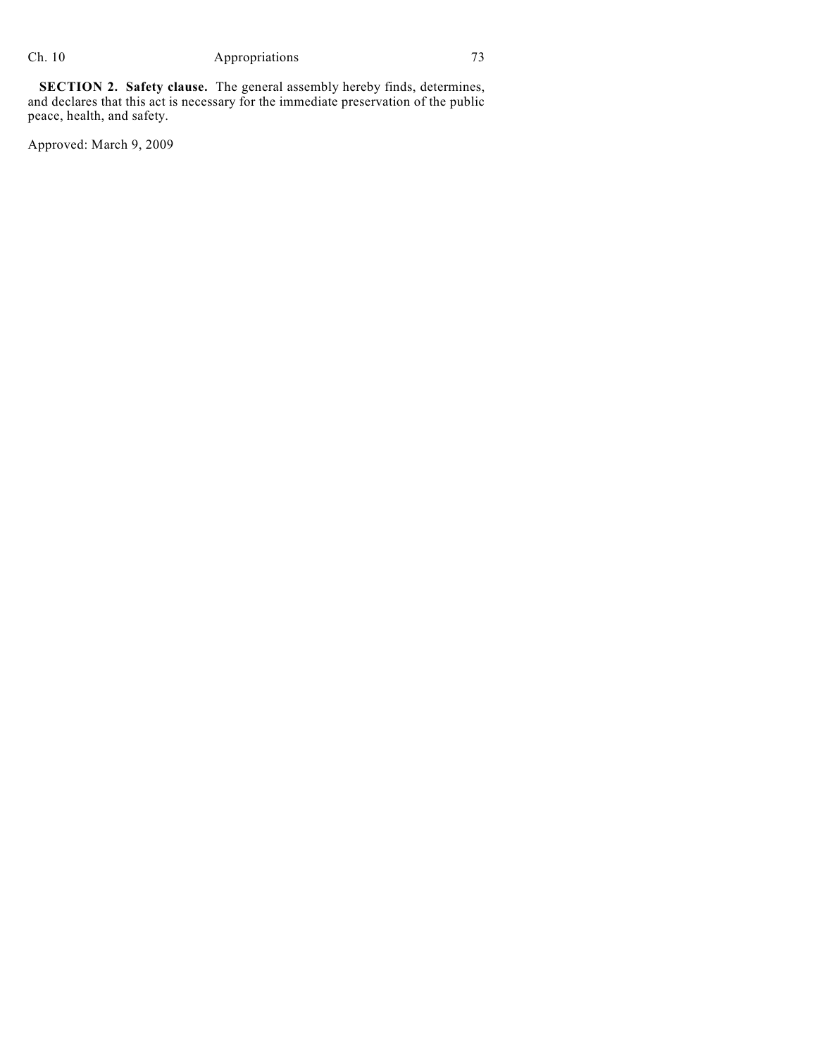**SECTION 2. Safety clause.** The general assembly hereby finds, determines, and declares that this act is necessary for the immediate preservation of the public peace, health, and safety.

Approved: March 9, 2009